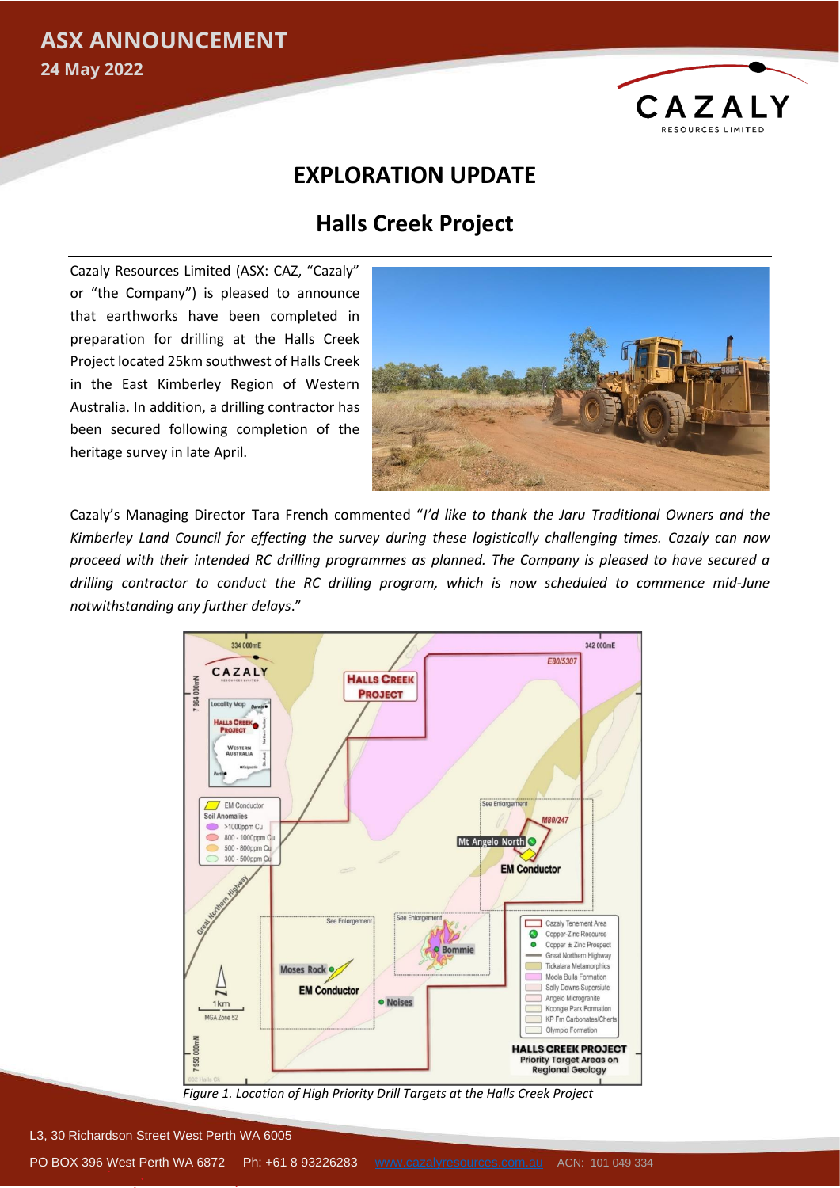# ASX ANNOUNCEMENT

24 May 2022

## EXPLORATION UPDATE

## Halls Creek Project

Cazaly Resources Limited (ASX: CAZ, "Cazaly" or "the Company") is pleased to announce that earthworks have been completed in preparation for drilling at the Halls Creek Project located 25km southwest of Halls Creek in the East Kimberley Region of Western Australia. In addition, a drilling contractor has been secured following completion of the heritage survey in late April.

Cazaly's Managing Director Tara French commented "*I'd like to thank the Jaru Traditional Owners and the Kimberley Land Council for effecting the survey during these logistically challenging times. Cazaly can now proceed with their intended RC drilling programmes as planned. The Company is pleased to have secured a drilling contractor to conduct the RC drilling program, which is now scheduled to commence mid-June notwithstanding any further delays.*"

*Figure 1. Location of High Priority Drill Targets at the Halls Creek Project*

L3, 30 Richardson Street West Perth WA 6005

PO BOX 396 West Perth WA 6872 Ph: +61 8 93226283 www.cazalyresources.com.au ACN: 101 049 334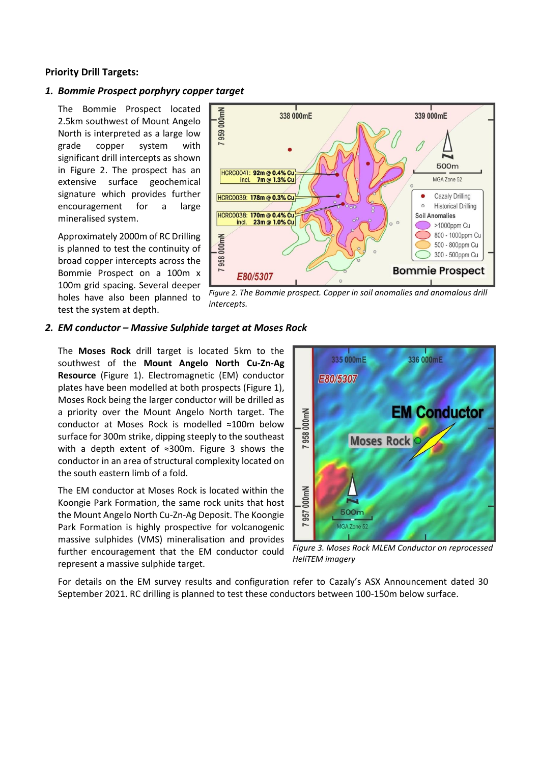**Priority Drill Targets:**

### *1. Bommie Prospect porphyry copper target*

The Bommie Prospect located 2.5km southwest of Mount Angelo North is interpreted as a large low grade copper system with significant drill intercepts as shown in Figure 2. The prospect has an extensive surface geochemical signature which provides further encouragement for a large mineralised system.

Approximately 2000m of RC Drilling is planned to test the continuity of broad copper intercepts across the Bommie Prospect on a 100m x 100m grid spacing. Several deeper holes have also been planned to test the system at depth.

*Figure 2. The Bommie prospect. Copper in soil anomalies and anomalous drill intercepts.*

### *2. EM conductor – Massive Sulphide target at Moses Rock*

The **Moses Rock** drill target is located 5km to the southwest of the **Mount Angelo North Cu-Zn-Ag Resource** (Figure 1). Electromagnetic (EM) conductor plates have been modelled at both prospects (Figure 1), Moses Rock being the larger conductor will be drilled as a priority over the Mount Angelo North target. The conductor at Moses Rock is modelled ≈100m below surface for 300m strike, dipping steeply to the southeast with a depth extent of ≈300m. Figure 3 shows the conductor in an area of structural complexity located on the south eastern limb of a fold.

The EM conductor at Moses Rock is located within the Koongie Park Formation, the same rock units that host the Mount Angelo North Cu-Zn-Ag Deposit. The Koongie Park Formation is highly prospective for volcanogenic massive sulphides (VMS) mineralisation and provides further encouragement that the EM conductor could represent a massive sulphide target.

*Figure 3. Moses Rock MLEM Conductor on reprocessed HeliTEM imagery*

For details on the EM survey results and configuration refer to Cazaly's ASX Announcement dated 30 September 2021. RC drilling is planned to test these conductors between 100-150m below surface.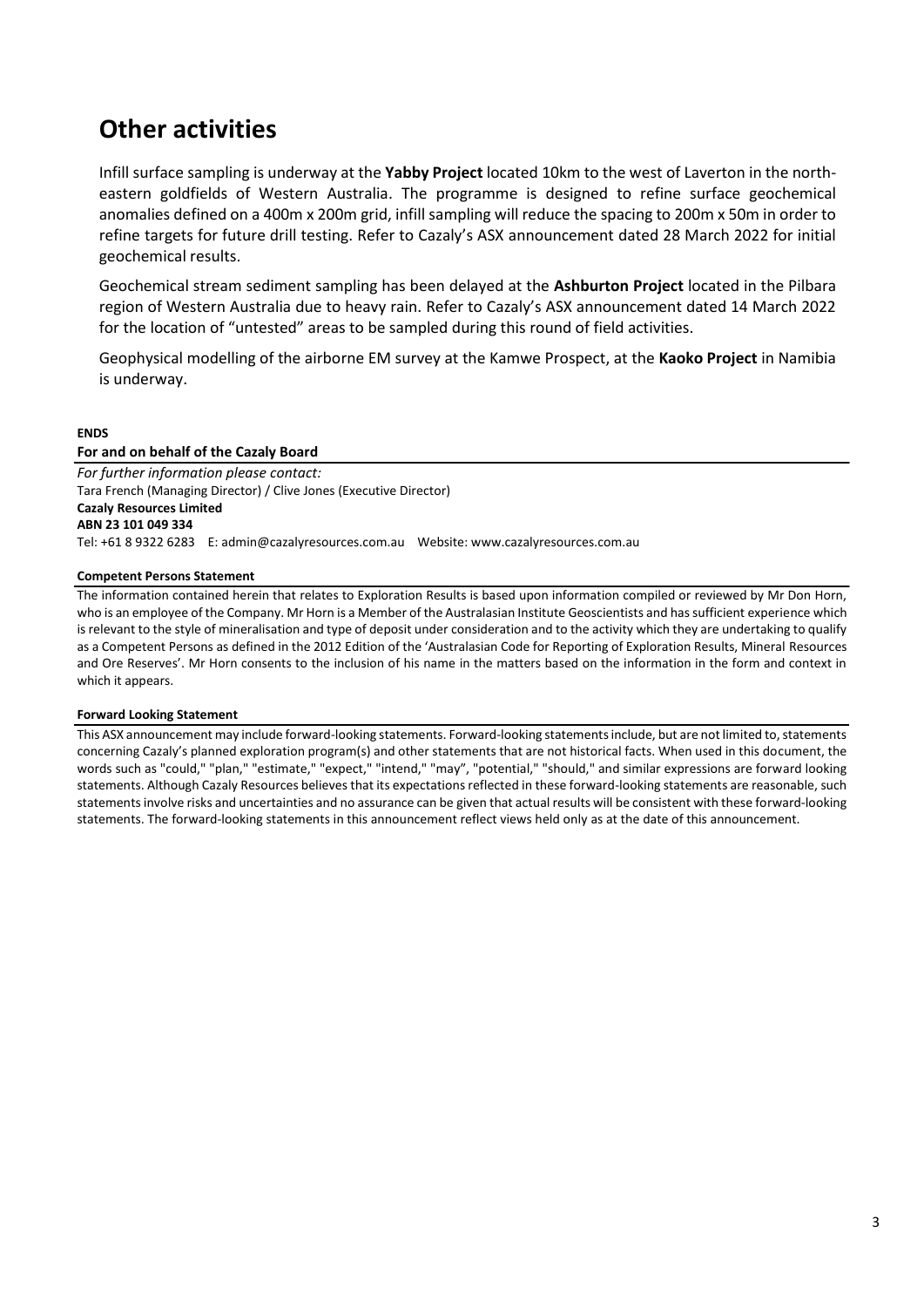# Other activities

Infill surface sampling is underway at the **Yabby Project** located 10km to the west of Laverton in the north-eastern goldfields of Western Australia. The programme is designed to refine surface geochemical anomalies defined on a 400m x 200m grid, infill sampling will reduce the spacing to 200m x 50m in order to refine targets for future drill testing. Refer to Cazaly's ASX announcement dated 28 March 2022 for initial geochemical results.

Geochemical stream sediment sampling has been delayed at the **Ashburton Project** located in the Pilbara region of Western Australia due to heavy rain. Refer to Cazaly's ASX announcement dated 14 March 2022 for the location of "untested" areas to be sampled during this round of field activities.

Geophysical modelling of the airborne EM survey at the Kamwe Prospect, at the **Kaoko Project** in Namibia is underway.

**ENDS**

**For and on behalf of the Cazaly Board**

*For further information please contact:*
Tara French (Managing Director) / Clive Jones (Executive Director)
**Cazaly Resources Limited**
**ABN 23 101 049 334**
Tel: +61 8 9322 6283 E: admin@cazalyresources.com.au Website: www.cazalyresources.com.au

**Competent Persons Statement**

The information contained herein that relates to Exploration Results is based upon information compiled or reviewed by Mr Don Horn, who is an employee of the Company. Mr Horn is a Member of the Australasian Institute Geoscientists and has sufficient experience which is relevant to the style of mineralisation and type of deposit under consideration and to the activity which they are undertaking to qualify as a Competent Persons as defined in the 2012 Edition of the 'Australasian Code for Reporting of Exploration Results, Mineral Resources and Ore Reserves'. Mr Horn consents to the inclusion of his name in the matters based on the information in the form and context in which it appears.

**Forward Looking Statement**

This ASX announcement may include forward-looking statements. Forward-looking statements include, but are not limited to, statements concerning Cazaly's planned exploration program(s) and other statements that are not historical facts. When used in this document, the words such as "could," "plan," "estimate," "expect," "intend," "may", "potential," "should," and similar expressions are forward looking statements. Although Cazaly Resources believes that its expectations reflected in these forward-looking statements are reasonable, such statements involve risks and uncertainties and no assurance can be given that actual results will be consistent with these forward-looking statements. The forward-looking statements in this announcement reflect views held only as at the date of this announcement.